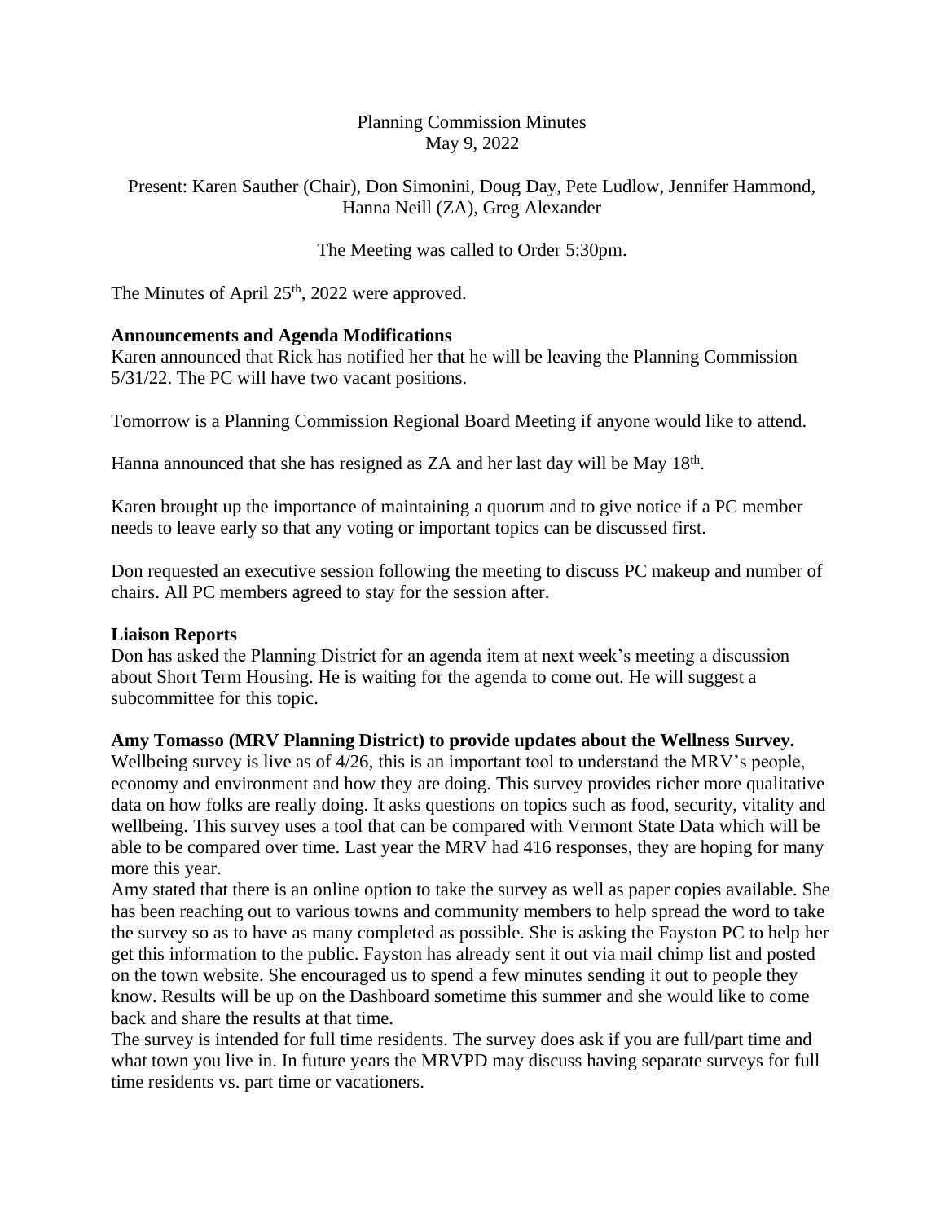# Planning Commission Minutes
May 9, 2022

Present: Karen Sauther (Chair), Don Simonini, Doug Day, Pete Ludlow, Jennifer Hammond, Hanna Neill (ZA), Greg Alexander

The Meeting was called to Order 5:30pm.

The Minutes of April 25th, 2022 were approved.

**Announcements and Agenda Modifications**

Karen announced that Rick has notified her that he will be leaving the Planning Commission 5/31/22. The PC will have two vacant positions.

Tomorrow is a Planning Commission Regional Board Meeting if anyone would like to attend.

Hanna announced that she has resigned as ZA and her last day will be May 18th.

Karen brought up the importance of maintaining a quorum and to give notice if a PC member needs to leave early so that any voting or important topics can be discussed first.

Don requested an executive session following the meeting to discuss PC makeup and number of chairs. All PC members agreed to stay for the session after.

**Liaison Reports**

Don has asked the Planning District for an agenda item at next week's meeting a discussion about Short Term Housing. He is waiting for the agenda to come out. He will suggest a subcommittee for this topic.

**Amy Tomasso (MRV Planning District) to provide updates about the Wellness Survey.**

Wellbeing survey is live as of 4/26, this is an important tool to understand the MRV's people, economy and environment and how they are doing. This survey provides richer more qualitative data on how folks are really doing. It asks questions on topics such as food, security, vitality and wellbeing. This survey uses a tool that can be compared with Vermont State Data which will be able to be compared over time. Last year the MRV had 416 responses, they are hoping for many more this year.

Amy stated that there is an online option to take the survey as well as paper copies available. She has been reaching out to various towns and community members to help spread the word to take the survey so as to have as many completed as possible. She is asking the Fayston PC to help her get this information to the public. Fayston has already sent it out via mail chimp list and posted on the town website. She encouraged us to spend a few minutes sending it out to people they know. Results will be up on the Dashboard sometime this summer and she would like to come back and share the results at that time.

The survey is intended for full time residents. The survey does ask if you are full/part time and what town you live in. In future years the MRVPD may discuss having separate surveys for full time residents vs. part time or vacationers.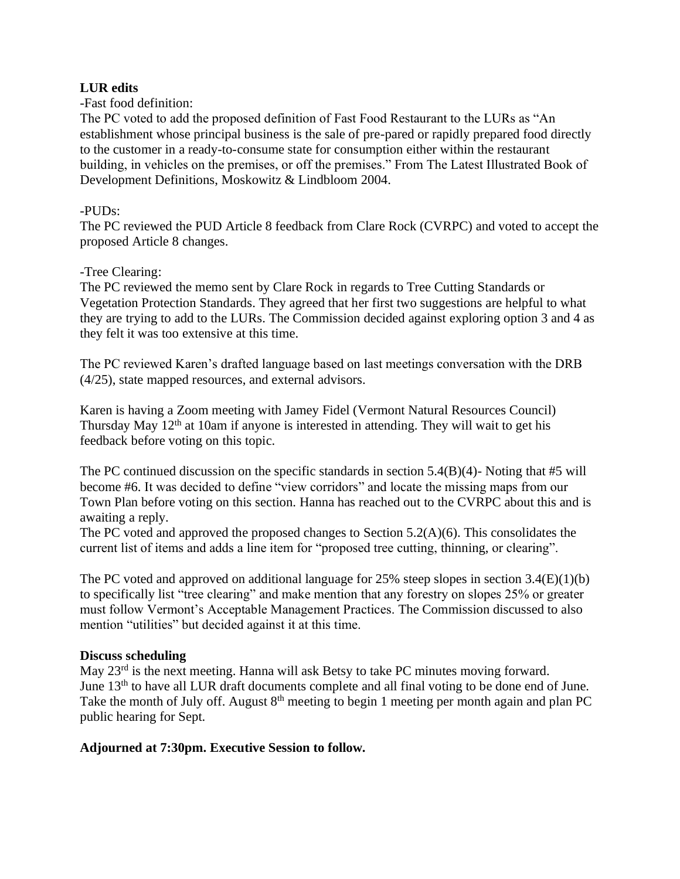**LUR edits**

-Fast food definition:

The PC voted to add the proposed definition of Fast Food Restaurant to the LURs as "An establishment whose principal business is the sale of pre-pared or rapidly prepared food directly to the customer in a ready-to-consume state for consumption either within the restaurant building, in vehicles on the premises, or off the premises." From The Latest Illustrated Book of Development Definitions, Moskowitz & Lindbloom 2004.

-PUDs:

The PC reviewed the PUD Article 8 feedback from Clare Rock (CVRPC) and voted to accept the proposed Article 8 changes.

-Tree Clearing:

The PC reviewed the memo sent by Clare Rock in regards to Tree Cutting Standards or Vegetation Protection Standards. They agreed that her first two suggestions are helpful to what they are trying to add to the LURs. The Commission decided against exploring option 3 and 4 as they felt it was too extensive at this time.

The PC reviewed Karen's drafted language based on last meetings conversation with the DRB (4/25), state mapped resources, and external advisors.

Karen is having a Zoom meeting with Jamey Fidel (Vermont Natural Resources Council) Thursday May 12th at 10am if anyone is interested in attending. They will wait to get his feedback before voting on this topic.

The PC continued discussion on the specific standards in section 5.4(B)(4)- Noting that #5 will become #6. It was decided to define "view corridors" and locate the missing maps from our Town Plan before voting on this section. Hanna has reached out to the CVRPC about this and is awaiting a reply.

The PC voted and approved the proposed changes to Section 5.2(A)(6). This consolidates the current list of items and adds a line item for "proposed tree cutting, thinning, or clearing".

The PC voted and approved on additional language for 25% steep slopes in section 3.4(E)(1)(b) to specifically list "tree clearing" and make mention that any forestry on slopes 25% or greater must follow Vermont's Acceptable Management Practices. The Commission discussed to also mention "utilities" but decided against it at this time.

**Discuss scheduling**

May 23rd is the next meeting. Hanna will ask Betsy to take PC minutes moving forward.
June 13th to have all LUR draft documents complete and all final voting to be done end of June. Take the month of July off. August 8th meeting to begin 1 meeting per month again and plan PC public hearing for Sept.

**Adjourned at 7:30pm. Executive Session to follow.**